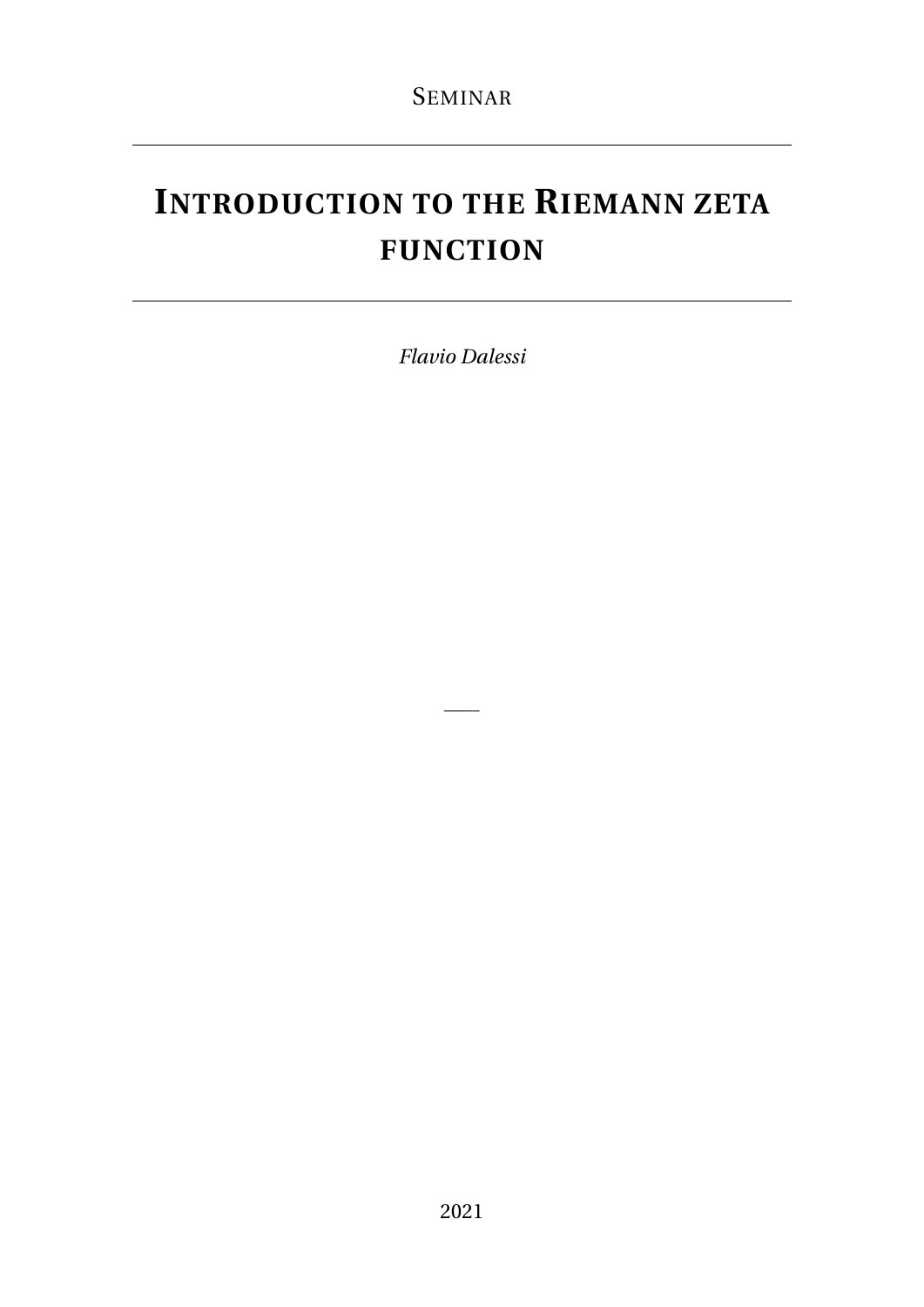SEMINAR

---

# INTRODUCTION TO THE RIEMANN ZETA FUNCTION

---

*Flavio Dalessi*

—

2021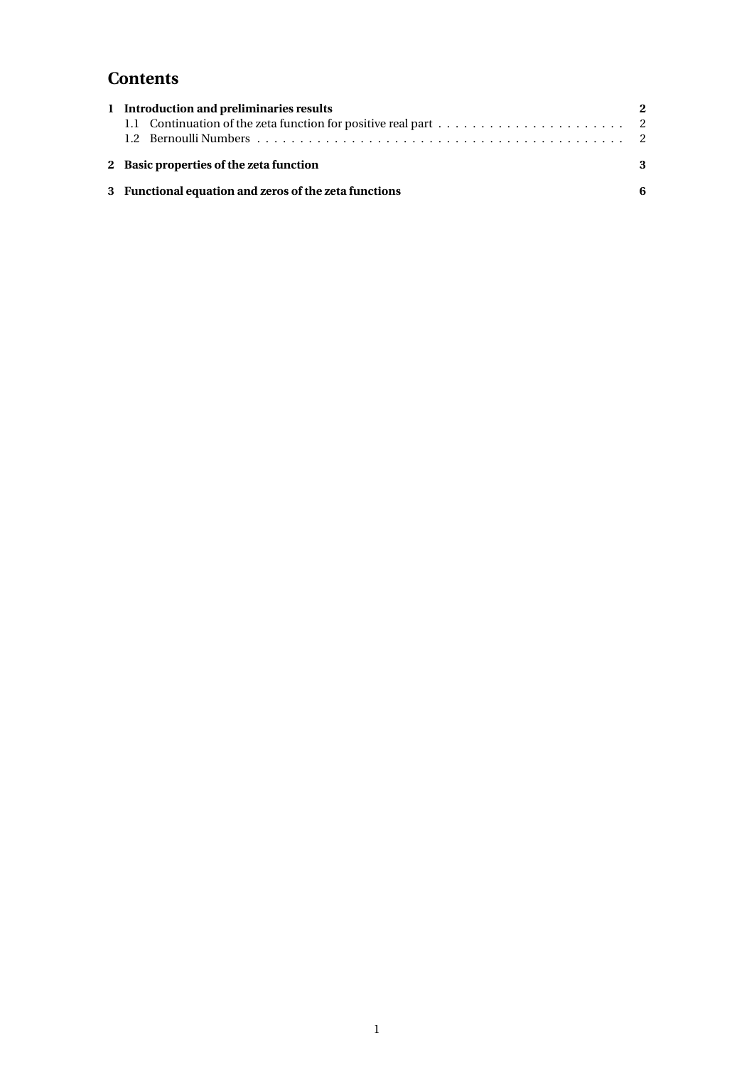# Contents

**1 Introduction and preliminaries results** **2**

1.1 Continuation of the zeta function for positive real part . . . . . . . . . . . . . . . . . . . . . . 2

1.2 Bernoulli Numbers . . . . . . . . . . . . . . . . . . . . . . . . . . . . . . . . . . . . . . . . . . 2

**2 Basic properties of the zeta function** **3**

**3 Functional equation and zeros of the zeta functions** **6**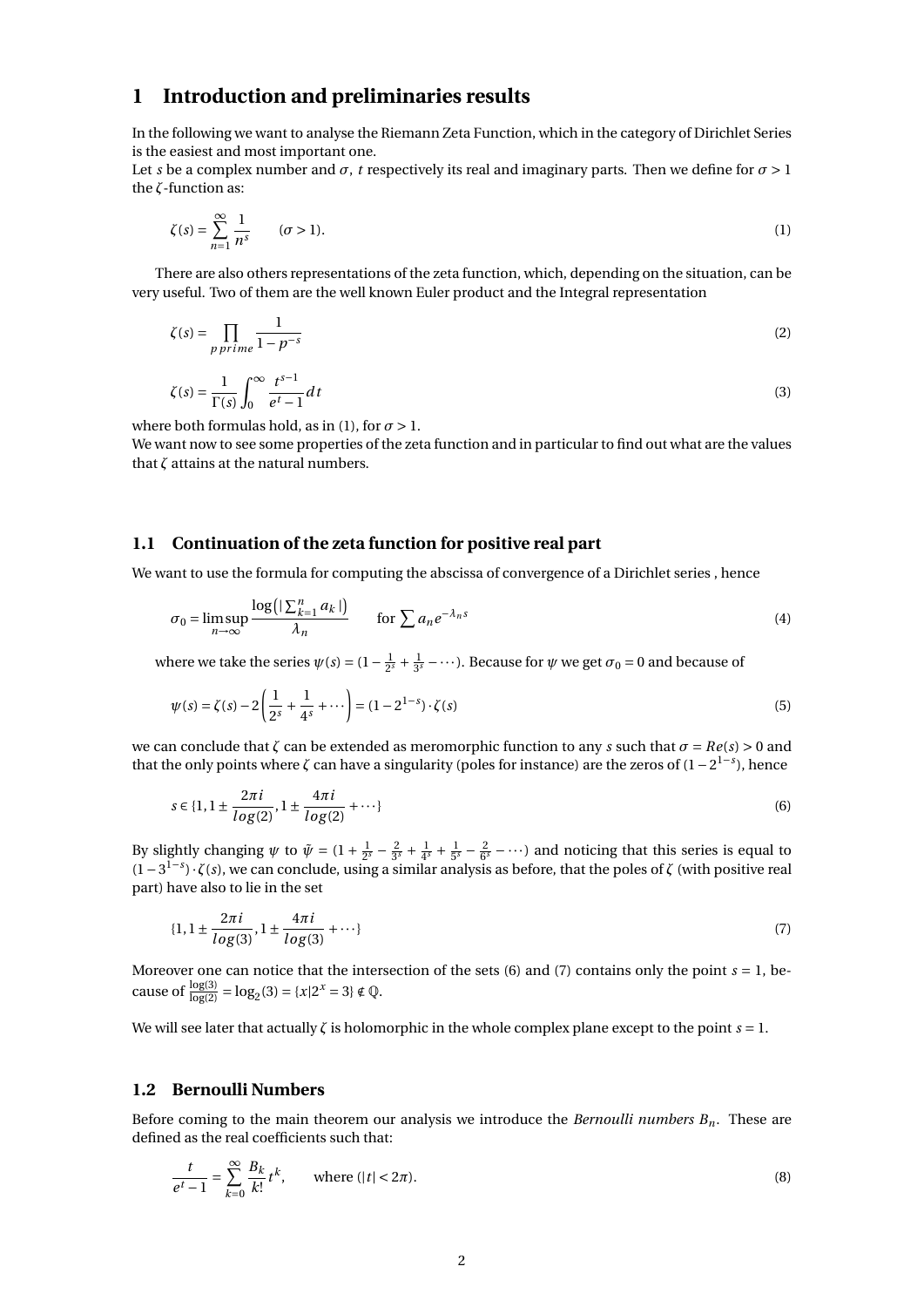# 1 Introduction and preliminaries results

In the following we want to analyse the Riemann Zeta Function, which in the category of Dirichlet Series is the easiest and most important one.
Let $s$ be a complex number and $\sigma$, $t$ respectively its real and imaginary parts. Then we define for $\sigma > 1$ the $\zeta$-function as:

$$\zeta(s) = \sum_{n=1}^{\infty} \frac{1}{n^s} \qquad (\sigma > 1). \tag{1}$$

There are also others representations of the zeta function, which, depending on the situation, can be very useful. Two of them are the well known Euler product and the Integral representation

$$\zeta(s) = \prod_{p\,prime} \frac{1}{1-p^{-s}} \tag{2}$$

$$\zeta(s) = \frac{1}{\Gamma(s)} \int_0^{\infty} \frac{t^{s-1}}{e^t - 1} dt \tag{3}$$

where both formulas hold, as in (1), for $\sigma > 1$.
We want now to see some properties of the zeta function and in particular to find out what are the values that $\zeta$ attains at the natural numbers.

## 1.1 Continuation of the zeta function for positive real part

We want to use the formula for computing the abscissa of convergence of a Dirichlet series , hence

$$\sigma_0 = \limsup_{n\to\infty} \frac{\log\left(|\sum_{k=1}^{n} a_k|\right)}{\lambda_n} \qquad \text{for } \sum a_n e^{-\lambda_n s} \tag{4}$$

where we take the series $\psi(s) = (1 - \frac{1}{2^s} + \frac{1}{3^s} - \cdots)$. Because for $\psi$ we get $\sigma_0 = 0$ and because of

$$\psi(s) = \zeta(s) - 2\left(\frac{1}{2^s} + \frac{1}{4^s} + \cdots\right) = (1 - 2^{1-s}) \cdot \zeta(s) \tag{5}$$

we can conclude that $\zeta$ can be extended as meromorphic function to any $s$ such that $\sigma = Re(s) > 0$ and that the only points where $\zeta$ can have a singularity (poles for instance) are the zeros of $(1 - 2^{1-s})$, hence

$$s \in \{1, 1 \pm \frac{2\pi i}{log(2)}, 1 \pm \frac{4\pi i}{log(2)} + \cdots\} \tag{6}$$

By slightly changing $\psi$ to $\tilde{\psi} = (1 + \frac{1}{2^s} - \frac{2}{3^s} + \frac{1}{4^s} + \frac{1}{5^s} - \frac{2}{6^s} - \cdots)$ and noticing that this series is equal to $(1 - 3^{1-s}) \cdot \zeta(s)$, we can conclude, using a similar analysis as before, that the poles of $\zeta$ (with positive real part) have also to lie in the set

$$\{1, 1 \pm \frac{2\pi i}{log(3)}, 1 \pm \frac{4\pi i}{log(3)} + \cdots\} \tag{7}$$

Moreover one can notice that the intersection of the sets (6) and (7) contains only the point $s = 1$, because of $\frac{\log(3)}{\log(2)} = \log_2(3) = \{x | 2^x = 3\} \notin \mathbb{Q}$.

We will see later that actually $\zeta$ is holomorphic in the whole complex plane except to the point $s = 1$.

## 1.2 Bernoulli Numbers

Before coming to the main theorem our analysis we introduce the *Bernoulli numbers* $B_n$. These are defined as the real coefficients such that:

$$\frac{t}{e^t - 1} = \sum_{k=0}^{\infty} \frac{B_k}{k!} t^k, \qquad \text{where } (|t| < 2\pi). \tag{8}$$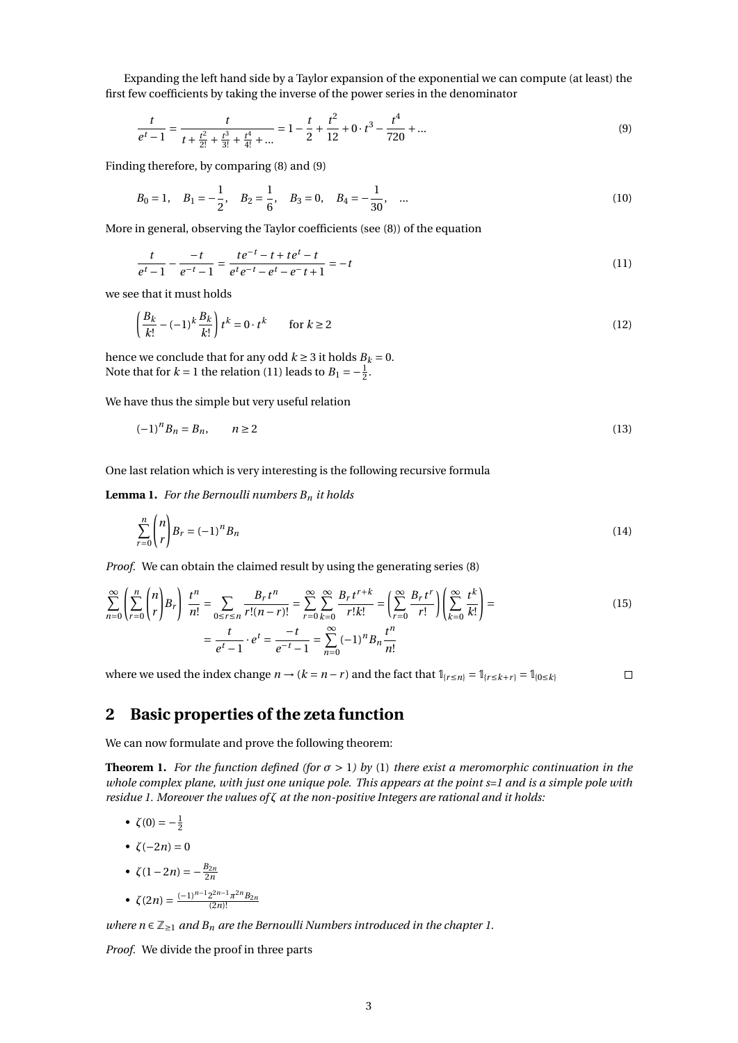Expanding the left hand side by a Taylor expansion of the exponential we can compute (at least) the first few coefficients by taking the inverse of the power series in the denominator

$$\frac{t}{e^t - 1} = \frac{t}{t + \frac{t^2}{2!} + \frac{t^3}{3!} + \frac{t^4}{4!} + \dots} = 1 - \frac{t}{2} + \frac{t^2}{12} + 0 \cdot t^3 - \frac{t^4}{720} + \dots \tag{9}$$

Finding therefore, by comparing (8) and (9)

$$B_0 = 1, \quad B_1 = -\frac{1}{2}, \quad B_2 = \frac{1}{6}, \quad B_3 = 0, \quad B_4 = -\frac{1}{30}, \quad \dots \tag{10}$$

More in general, observing the Taylor coefficients (see (8)) of the equation

$$\frac{t}{e^t - 1} - \frac{-t}{e^{-t} - 1} = \frac{te^{-t} - t + te^t - t}{e^t e^{-t} - e^t - e^- t + 1} = -t \tag{11}$$

we see that it must holds

$$\left( \frac{B_k}{k!} - (-1)^k \frac{B_k}{k!} \right) t^k = 0 \cdot t^k \qquad \text{for } k \geq 2 \tag{12}$$

hence we conclude that for any odd $k \geq 3$ it holds $B_k = 0$.
Note that for $k = 1$ the relation (11) leads to $B_1 = -\frac{1}{2}$.

We have thus the simple but very useful relation

$$(-1)^n B_n = B_n, \qquad n \geq 2 \tag{13}$$

One last relation which is very interesting is the following recursive formula

**Lemma 1.** *For the Bernoulli numbers $B_n$ it holds*

$$\sum_{r=0}^{n} \binom{n}{r} B_r = (-1)^n B_n \tag{14}$$

*Proof.* We can obtain the claimed result by using the generating series (8)

$$\begin{aligned}\sum_{n=0}^{\infty} \left( \sum_{r=0}^{n} \binom{n}{r} B_r \right) \frac{t^n}{n!} &= \sum_{0 \leq r \leq n} \frac{B_r t^n}{r!(n-r)!} = \sum_{r=0}^{\infty} \sum_{k=0}^{\infty} \frac{B_r t^{r+k}}{r!k!} = \left( \sum_{r=0}^{\infty} \frac{B_r t^r}{r!} \right) \left( \sum_{k=0}^{\infty} \frac{t^k}{k!} \right) = \\ &= \frac{t}{e^t - 1} \cdot e^t = \frac{-t}{e^{-t} - 1} = \sum_{n=0}^{\infty} (-1)^n B_n \frac{t^n}{n!}\end{aligned} \tag{15}$$

where we used the index change $n \to (k = n - r)$ and the fact that $\mathbb{1}_{\{r \leq n\}} = \mathbb{1}_{\{r \leq k+r\}} = \mathbb{1}_{\{0 \leq k\}}$ □

## 2 Basic properties of the zeta function

We can now formulate and prove the following theorem:

**Theorem 1.** *For the function defined (for $\sigma > 1$) by* (1) *there exist a meromorphic continuation in the whole complex plane, with just one unique pole. This appears at the point s=1 and is a simple pole with residue 1. Moreover the values of $\zeta$ at the non-positive Integers are rational and it holds:*

- $\zeta(0) = -\frac{1}{2}$
- $\zeta(-2n) = 0$
- $\zeta(1-2n) = -\frac{B_{2n}}{2n}$
- $\zeta(2n) = \frac{(-1)^{n-1} 2^{2n-1} \pi^{2n} B_{2n}}{(2n)!}$

*where $n \in \mathbb{Z}_{\geq 1}$ and $B_n$ are the Bernoulli Numbers introduced in the chapter 1.*

*Proof.* We divide the proof in three parts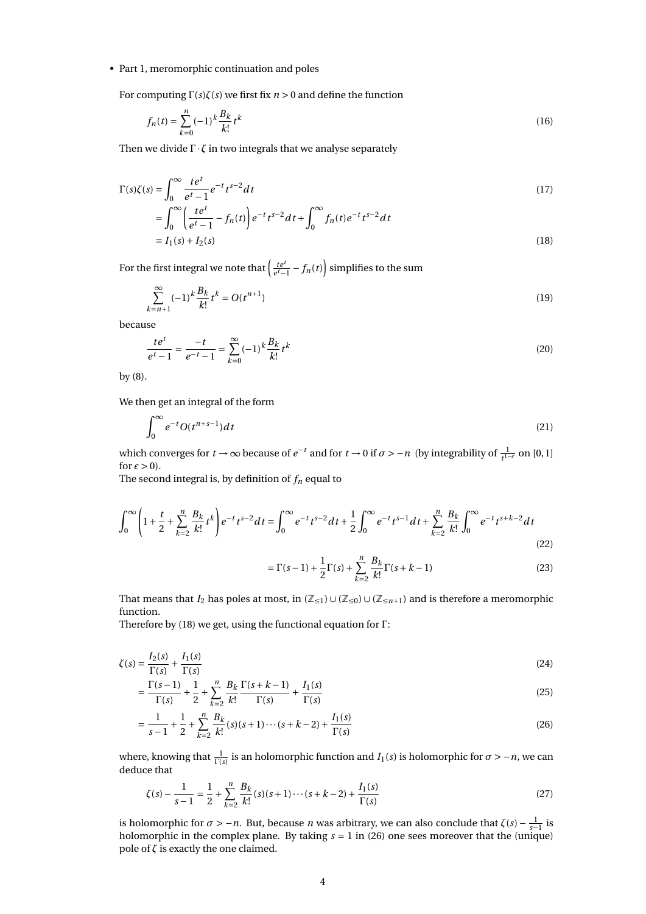- Part 1, meromorphic continuation and poles

  For computing $\Gamma(s)\zeta(s)$ we first fix $n > 0$ and define the function

$$f_n(t) = \sum_{k=0}^{n} (-1)^k \frac{B_k}{k!} t^k \tag{16}$$

Then we divide $\Gamma \cdot \zeta$ in two integrals that we analyse separately

$$\begin{aligned}
\Gamma(s)\zeta(s) &= \int_0^\infty \frac{te^t}{e^t - 1} e^{-t} t^{s-2} dt \qquad (17)\\
&= \int_0^\infty \left( \frac{te^t}{e^t - 1} - f_n(t) \right) e^{-t} t^{s-2} dt + \int_0^\infty f_n(t) e^{-t} t^{s-2} dt \\
&= I_1(s) + I_2(s) \qquad (18)
\end{aligned}$$

For the first integral we note that $\left( \frac{te^t}{e^t-1} - f_n(t) \right)$ simplifies to the sum

$$\sum_{k=n+1}^{\infty} (-1)^k \frac{B_k}{k!} t^k = O(t^{n+1}) \tag{19}$$

because

$$\frac{te^t}{e^t - 1} = \frac{-t}{e^{-t} - 1} = \sum_{k=0}^{\infty} (-1)^k \frac{B_k}{k!} t^k \tag{20}$$

by (8).

We then get an integral of the form

$$\int_0^\infty e^{-t} O(t^{n+s-1}) dt \tag{21}$$

which converges for $t \to \infty$ because of $e^{-t}$ and for $t \to 0$ if $\sigma > -n$ (by integrability of $\frac{1}{t^{1-\epsilon}}$ on $[0,1]$ for $\epsilon > 0$).
The second integral is, by definition of $f_n$ equal to

$$\int_0^\infty \left( 1 + \frac{t}{2} + \sum_{k=2}^{n} \frac{B_k}{k!} t^k \right) e^{-t} t^{s-2} dt = \int_0^\infty e^{-t} t^{s-2} dt + \frac{1}{2} \int_0^\infty e^{-t} t^{s-1} dt + \sum_{k=2}^{n} \frac{B_k}{k!} \int_0^\infty e^{-t} t^{s+k-2} dt \tag{22}$$

$$= \Gamma(s-1) + \frac{1}{2}\Gamma(s) + \sum_{k=2}^{n} \frac{B_k}{k!} \Gamma(s+k-1) \tag{23}$$

That means that $I_2$ has poles at most, in $(\mathbb{Z}_{\leq 1}) \cup (\mathbb{Z}_{\leq 0}) \cup (\mathbb{Z}_{\leq n+1})$ and is therefore a meromorphic function.
Therefore by (18) we get, using the functional equation for $\Gamma$:

$$\begin{aligned}
\zeta(s) &= \frac{I_2(s)}{\Gamma(s)} + \frac{I_1(s)}{\Gamma(s)} \qquad (24)\\
&= \frac{\Gamma(s-1)}{\Gamma(s)} + \frac{1}{2} + \sum_{k=2}^{n} \frac{B_k}{k!} \frac{\Gamma(s+k-1)}{\Gamma(s)} + \frac{I_1(s)}{\Gamma(s)} \qquad (25)\\
&= \frac{1}{s-1} + \frac{1}{2} + \sum_{k=2}^{n} \frac{B_k}{k!} (s)(s+1)\cdots(s+k-2) + \frac{I_1(s)}{\Gamma(s)} \qquad (26)
\end{aligned}$$

where, knowing that $\frac{1}{\Gamma(s)}$ is an holomorphic function and $I_1(s)$ is holomorphic for $\sigma > -n$, we can deduce that

$$\zeta(s) - \frac{1}{s-1} = \frac{1}{2} + \sum_{k=2}^{n} \frac{B_k}{k!} (s)(s+1)\cdots(s+k-2) + \frac{I_1(s)}{\Gamma(s)} \tag{27}$$

is holomorphic for $\sigma > -n$. But, because $n$ was arbitrary, we can also conclude that $\zeta(s) - \frac{1}{s-1}$ is holomorphic in the complex plane. By taking $s = 1$ in (26) one sees moreover that the (unique) pole of $\zeta$ is exactly the one claimed.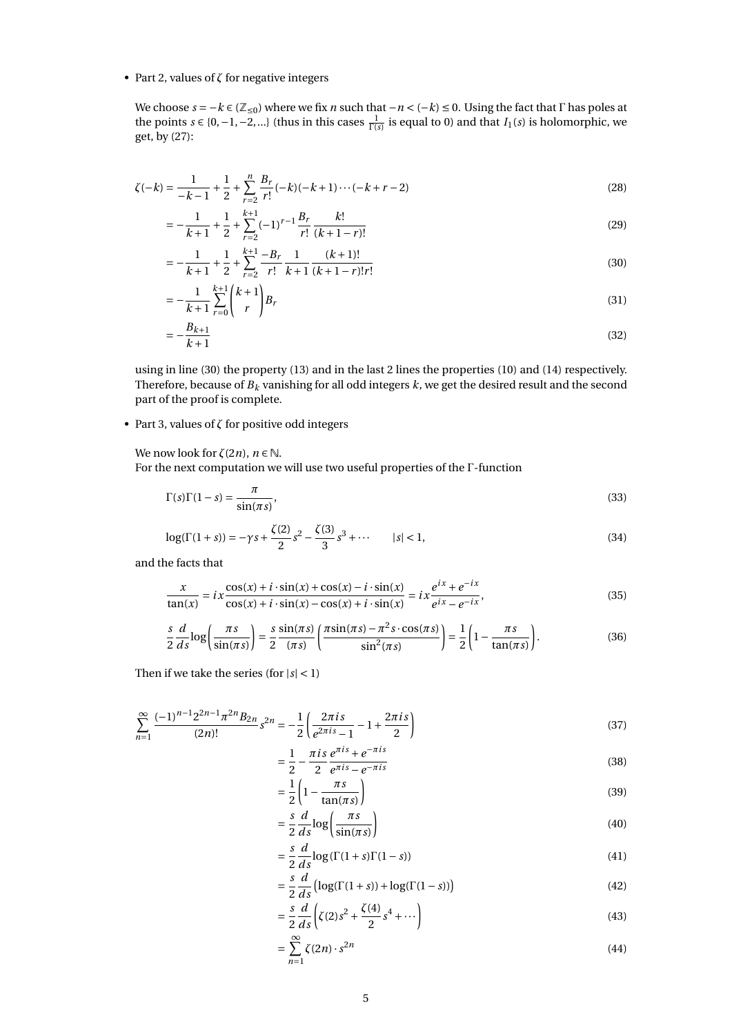- Part 2, values of $\zeta$ for negative integers

  We choose $s = -k \in (\mathbb{Z}_{\leq 0})$ where we fix $n$ such that $-n < (-k) \leq 0$. Using the fact that $\Gamma$ has poles at the points $s \in \{0, -1, -2, \ldots\}$ (thus in this cases $\frac{1}{\Gamma(s)}$ is equal to 0) and that $I_1(s)$ is holomorphic, we get, by (27):

$$\zeta(-k) = \frac{1}{-k-1} + \frac{1}{2} + \sum_{r=2}^{n} \frac{B_r}{r!}(-k)(-k+1)\cdots(-k+r-2) \tag{28}$$

$$= -\frac{1}{k+1} + \frac{1}{2} + \sum_{r=2}^{k+1} (-1)^{r-1} \frac{B_r}{r!} \frac{k!}{(k+1-r)!} \tag{29}$$

$$= -\frac{1}{k+1} + \frac{1}{2} + \sum_{r=2}^{k+1} \frac{-B_r}{r!} \frac{1}{k+1} \frac{(k+1)!}{(k+1-r)!r!} \tag{30}$$

$$= -\frac{1}{k+1} \sum_{r=0}^{k+1} \binom{k+1}{r} B_r \tag{31}$$

$$= -\frac{B_{k+1}}{k+1} \tag{32}$$

  using in line (30) the property (13) and in the last 2 lines the properties (10) and (14) respectively. Therefore, because of $B_k$ vanishing for all odd integers $k$, we get the desired result and the second part of the proof is complete.

- Part 3, values of $\zeta$ for positive odd integers

  We now look for $\zeta(2n)$, $n \in \mathbb{N}$.
  For the next computation we will use two useful properties of the $\Gamma$-function

$$\Gamma(s)\Gamma(1-s) = \frac{\pi}{\sin(\pi s)}, \tag{33}$$

$$\log(\Gamma(1+s)) = -\gamma s + \frac{\zeta(2)}{2}s^2 - \frac{\zeta(3)}{3}s^3 + \cdots \qquad |s| < 1, \tag{34}$$

  and the facts that

$$\frac{x}{\tan(x)} = ix \frac{\cos(x) + i \cdot \sin(x) + \cos(x) - i \cdot \sin(x)}{\cos(x) + i \cdot \sin(x) - \cos(x) + i \cdot \sin(x)} = ix \frac{e^{ix} + e^{-ix}}{e^{ix} - e^{-ix}}, \tag{35}$$

$$\frac{s}{2} \frac{d}{ds} \log\left(\frac{\pi s}{\sin(\pi s)}\right) = \frac{s}{2} \frac{\sin(\pi s)}{(\pi s)} \left(\frac{\pi \sin(\pi s) - \pi^2 s \cdot \cos(\pi s)}{\sin^2(\pi s)}\right) = \frac{1}{2}\left(1 - \frac{\pi s}{\tan(\pi s)}\right). \tag{36}$$

  Then if we take the series (for $|s| < 1$)

$$\sum_{n=1}^{\infty} \frac{(-1)^{n-1} 2^{2n-1} \pi^{2n} B_{2n}}{(2n)!} s^{2n} = -\frac{1}{2}\left(\frac{2\pi i s}{e^{2\pi i s} - 1} - 1 + \frac{2\pi i s}{2}\right) \tag{37}$$

$$= \frac{1}{2} - \frac{\pi i s}{2} \frac{e^{\pi i s} + e^{-\pi i s}}{e^{\pi i s} - e^{-\pi i s}} \tag{38}$$

$$= \frac{1}{2}\left(1 - \frac{\pi s}{\tan(\pi s)}\right) \tag{39}$$

$$= \frac{s}{2} \frac{d}{ds} \log\left(\frac{\pi s}{\sin(\pi s)}\right) \tag{40}$$

$$= \frac{s}{2} \frac{d}{ds} \log(\Gamma(1+s)\Gamma(1-s)) \tag{41}$$

$$= \frac{s}{2} \frac{d}{ds} \big(\log(\Gamma(1+s)) + \log(\Gamma(1-s))\big) \tag{42}$$

$$= \frac{s}{2} \frac{d}{ds} \left(\zeta(2)s^2 + \frac{\zeta(4)}{2}s^4 + \cdots\right) \tag{43}$$

$$= \sum_{n=1}^{\infty} \zeta(2n) \cdot s^{2n} \tag{44}$$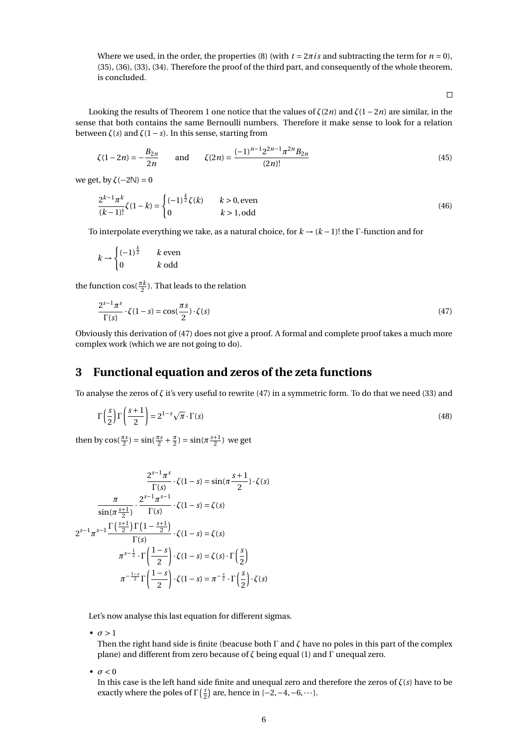Where we used, in the order, the properties (8) (with $t = 2\pi i s$ and subtracting the term for $n = 0$), (35), (36), (33), (34). Therefore the proof of the third part, and consequently of the whole theorem, is concluded.

□

Looking the results of Theorem 1 one notice that the values of $\zeta(2n)$ and $\zeta(1-2n)$ are similar, in the sense that both contains the same Bernoulli numbers. Therefore it make sense to look for a relation between $\zeta(s)$ and $\zeta(1-s)$. In this sense, starting from

$$\zeta(1-2n) = -\frac{B_{2n}}{2n} \qquad \text{and} \qquad \zeta(2n) = \frac{(-1)^{n-1}2^{2n-1}\pi^{2n}B_{2n}}{(2n)!} \tag{45}$$

we get, by $\zeta(-2\mathbb{N}) = 0$

$$\frac{2^{k-1}\pi^k}{(k-1)!}\zeta(1-k) = \begin{cases} (-1)^{\frac{k}{2}}\zeta(k) & k > 0, \text{even} \\ 0 & k > 1, \text{odd} \end{cases} \tag{46}$$

To interpolate everything we take, as a natural choice, for $k \to (k-1)!$ the $\Gamma$-function and for

$$k \to \begin{cases} (-1)^{\frac{k}{2}} & k \text{ even} \\ 0 & k \text{ odd} \end{cases}$$

the function $\cos(\frac{\pi k}{2})$. That leads to the relation

$$\frac{2^{s-1}\pi^s}{\Gamma(s)} \cdot \zeta(1-s) = \cos(\frac{\pi s}{2}) \cdot \zeta(s) \tag{47}$$

Obviously this derivation of (47) does not give a proof. A formal and complete proof takes a much more complex work (which we are not going to do).

# 3 Functional equation and zeros of the zeta functions

To analyse the zeros of $\zeta$ it's very useful to rewrite (47) in a symmetric form. To do that we need (33) and

$$\Gamma\left(\frac{s}{2}\right)\Gamma\left(\frac{s+1}{2}\right) = 2^{1-s}\sqrt{\pi} \cdot \Gamma(s) \tag{48}$$

then by $\cos(\frac{\pi s}{2}) = \sin(\frac{\pi s}{2} + \frac{\pi}{2}) = \sin(\pi\frac{s+1}{2})$ we get

$$\begin{aligned}
\frac{2^{s-1}\pi^s}{\Gamma(s)} \cdot \zeta(1-s) &= \sin(\pi\frac{s+1}{2}) \cdot \zeta(s) \\
\frac{\pi}{\sin(\pi\frac{s+1}{2})} \cdot \frac{2^{s-1}\pi^{s-1}}{\Gamma(s)} \cdot \zeta(1-s) &= \zeta(s) \\
2^{s-1}\pi^{s-1}\frac{\Gamma\left(\frac{s+1}{2}\right)\Gamma\left(1-\frac{s+1}{2}\right)}{\Gamma(s)} \cdot \zeta(1-s) &= \zeta(s) \\
\pi^{s-\frac{1}{2}} \cdot \Gamma\left(\frac{1-s}{2}\right) \cdot \zeta(1-s) &= \zeta(s) \cdot \Gamma\left(\frac{s}{2}\right) \\
\pi^{-\frac{1-s}{2}}\Gamma\left(\frac{1-s}{2}\right) \cdot \zeta(1-s) &= \pi^{-\frac{s}{2}} \cdot \Gamma\left(\frac{s}{2}\right) \cdot \zeta(s)
\end{aligned}$$

Let's now analyse this last equation for different sigmas.

- $\sigma > 1$
  Then the right hand side is finite (beacuse both $\Gamma$ and $\zeta$ have no poles in this part of the complex plane) and different from zero because of $\zeta$ being equal (1) and $\Gamma$ unequal zero.
- $\sigma < 0$
  In this case is the left hand side finite and unequal zero and therefore the zeros of $\zeta(s)$ have to be exactly where the poles of $\Gamma\left(\frac{s}{2}\right)$ are, hence in $\{-2, -4, -6, \cdots\}$.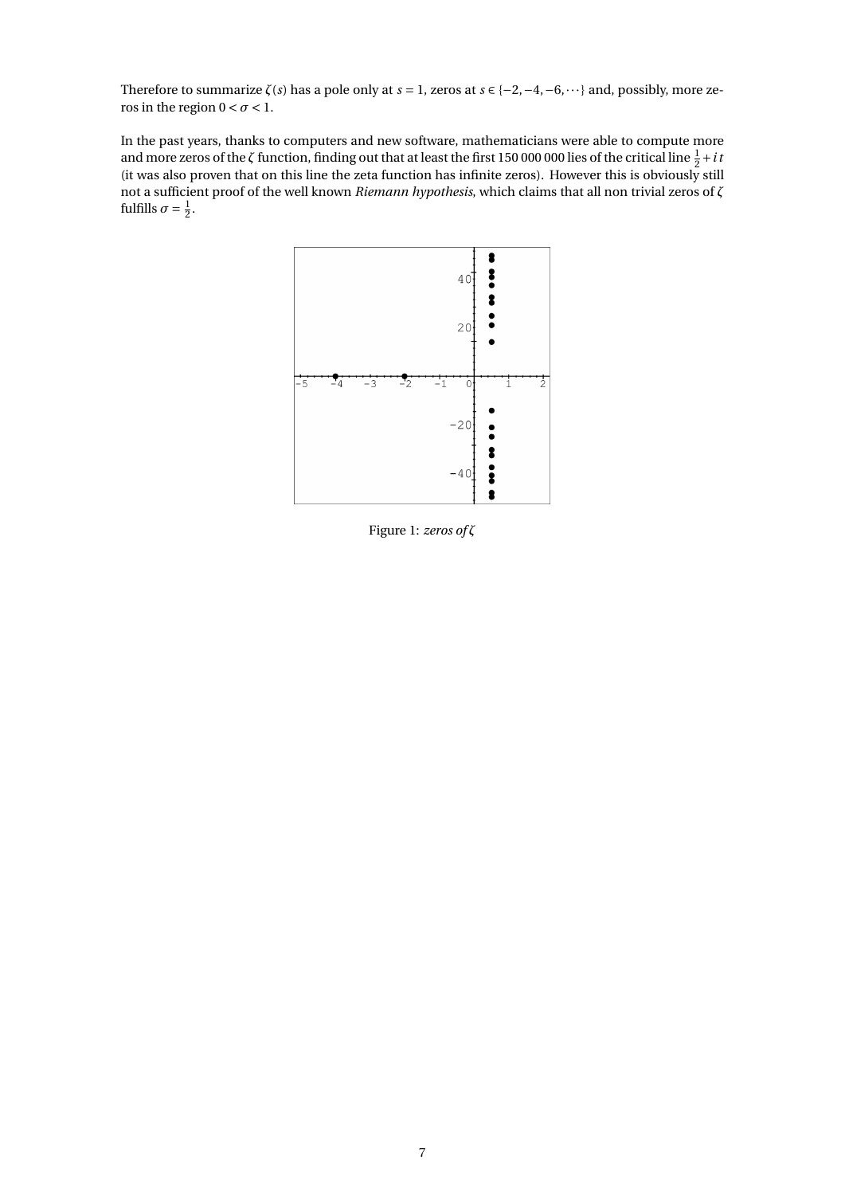Therefore to summarize $\zeta(s)$ has a pole only at $s = 1$, zeros at $s \in \{-2, -4, -6, \cdots\}$ and, possibly, more zeros in the region $0 < \sigma < 1$.

In the past years, thanks to computers and new software, mathematicians were able to compute more and more zeros of the $\zeta$ function, finding out that at least the first 150 000 000 lies of the critical line $\frac{1}{2} + it$ (it was also proven that on this line the zeta function has infinite zeros). However this is obviously still not a sufficient proof of the well known *Riemann hypothesis*, which claims that all non trivial zeros of $\zeta$ fulfills $\sigma = \frac{1}{2}$.

40
20
-5
-4
-3
-2
-1
0
1
2
-20
-40

Figure 1: *zeros of* $\zeta$